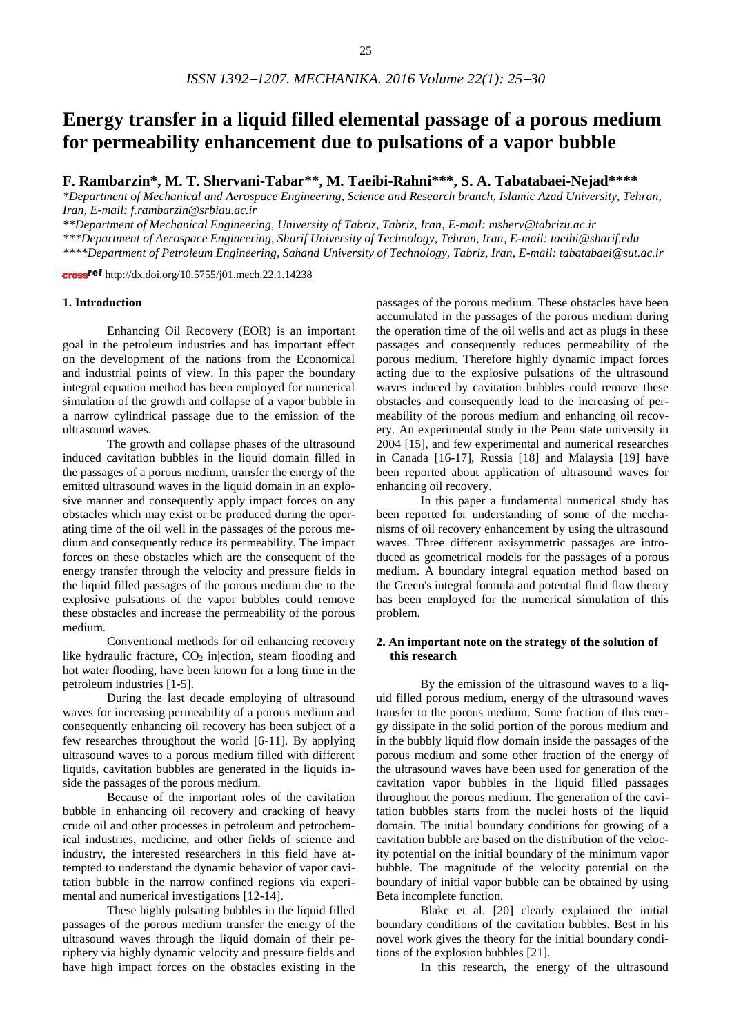# Energy transfer in a liquid filled elemental passage of a porous medium for permeability enhancement due to pulsations of a vapor bubble

**F. Rambarzin\*, M. T. Shervani-Tabar\*\*, M. Taeibi-Rahni\*\*\*, S. A. Tabatabaei-Nejad\*\*\*\***

*\*Department of Mechanical and Aerospace Engineering, Science and Research branch, Islamic Azad University, Tehran, Iran, E-mail: f.rambarzin@srbiau.ac.ir*

*\*\*Department of Mechanical Engineering, University of Tabriz, Tabriz, Iran, E-mail: msherv@tabrizu.ac.ir*

*\*\*\*Department of Aerospace Engineering, Sharif University of Technology, Tehran, Iran, E-mail: taeibi@sharif.edu*

*\*\*\*\*Department of Petroleum Engineering, Sahand University of Technology, Tabriz, Iran, E-mail: tabatabaei@sut.ac.ir*

crossref http://dx.doi.org/10.5755/j01.mech.22.1.14238

## 1. Introduction

Enhancing Oil Recovery (EOR) is an important goal in the petroleum industries and has important effect on the development of the nations from the Economical and industrial points of view. In this paper the boundary integral equation method has been employed for numerical simulation of the growth and collapse of a vapor bubble in a narrow cylindrical passage due to the emission of the ultrasound waves.

The growth and collapse phases of the ultrasound induced cavitation bubbles in the liquid domain filled in the passages of a porous medium, transfer the energy of the emitted ultrasound waves in the liquid domain in an explosive manner and consequently apply impact forces on any obstacles which may exist or be produced during the operating time of the oil well in the passages of the porous medium and consequently reduce its permeability. The impact forces on these obstacles which are the consequent of the energy transfer through the velocity and pressure fields in the liquid filled passages of the porous medium due to the explosive pulsations of the vapor bubbles could remove these obstacles and increase the permeability of the porous medium.

Conventional methods for oil enhancing recovery like hydraulic fracture, $CO_2$ injection, steam flooding and hot water flooding, have been known for a long time in the petroleum industries [1-5].

During the last decade employing of ultrasound waves for increasing permeability of a porous medium and consequently enhancing oil recovery has been subject of a few researches throughout the world [6-11]. By applying ultrasound waves to a porous medium filled with different liquids, cavitation bubbles are generated in the liquids inside the passages of the porous medium.

Because of the important roles of the cavitation bubble in enhancing oil recovery and cracking of heavy crude oil and other processes in petroleum and petrochemical industries, medicine, and other fields of science and industry, the interested researchers in this field have attempted to understand the dynamic behavior of vapor cavitation bubble in the narrow confined regions via experimental and numerical investigations [12-14].

These highly pulsating bubbles in the liquid filled passages of the porous medium transfer the energy of the ultrasound waves through the liquid domain of their periphery via highly dynamic velocity and pressure fields and have high impact forces on the obstacles existing in the passages of the porous medium. These obstacles have been accumulated in the passages of the porous medium during the operation time of the oil wells and act as plugs in these passages and consequently reduces permeability of the porous medium. Therefore highly dynamic impact forces acting due to the explosive pulsations of the ultrasound waves induced by cavitation bubbles could remove these obstacles and consequently lead to the increasing of permeability of the porous medium and enhancing oil recovery. An experimental study in the Penn state university in 2004 [15], and few experimental and numerical researches in Canada [16-17], Russia [18] and Malaysia [19] have been reported about application of ultrasound waves for enhancing oil recovery.

In this paper a fundamental numerical study has been reported for understanding of some of the mechanisms of oil recovery enhancement by using the ultrasound waves. Three different axisymmetric passages are introduced as geometrical models for the passages of a porous medium. A boundary integral equation method based on the Green's integral formula and potential fluid flow theory has been employed for the numerical simulation of this problem.

## 2. An important note on the strategy of the solution of this research

By the emission of the ultrasound waves to a liquid filled porous medium, energy of the ultrasound waves transfer to the porous medium. Some fraction of this energy dissipate in the solid portion of the porous medium and in the bubbly liquid flow domain inside the passages of the porous medium and some other fraction of the energy of the ultrasound waves have been used for generation of the cavitation vapor bubbles in the liquid filled passages throughout the porous medium. The generation of the cavitation bubbles starts from the nuclei hosts of the liquid domain. The initial boundary conditions for growing of a cavitation bubble are based on the distribution of the velocity potential on the initial boundary of the minimum vapor bubble. The magnitude of the velocity potential on the boundary of initial vapor bubble can be obtained by using Beta incomplete function.

Blake et al. [20] clearly explained the initial boundary conditions of the cavitation bubbles. Best in his novel work gives the theory for the initial boundary conditions of the explosion bubbles [21].

In this research, the energy of the ultrasound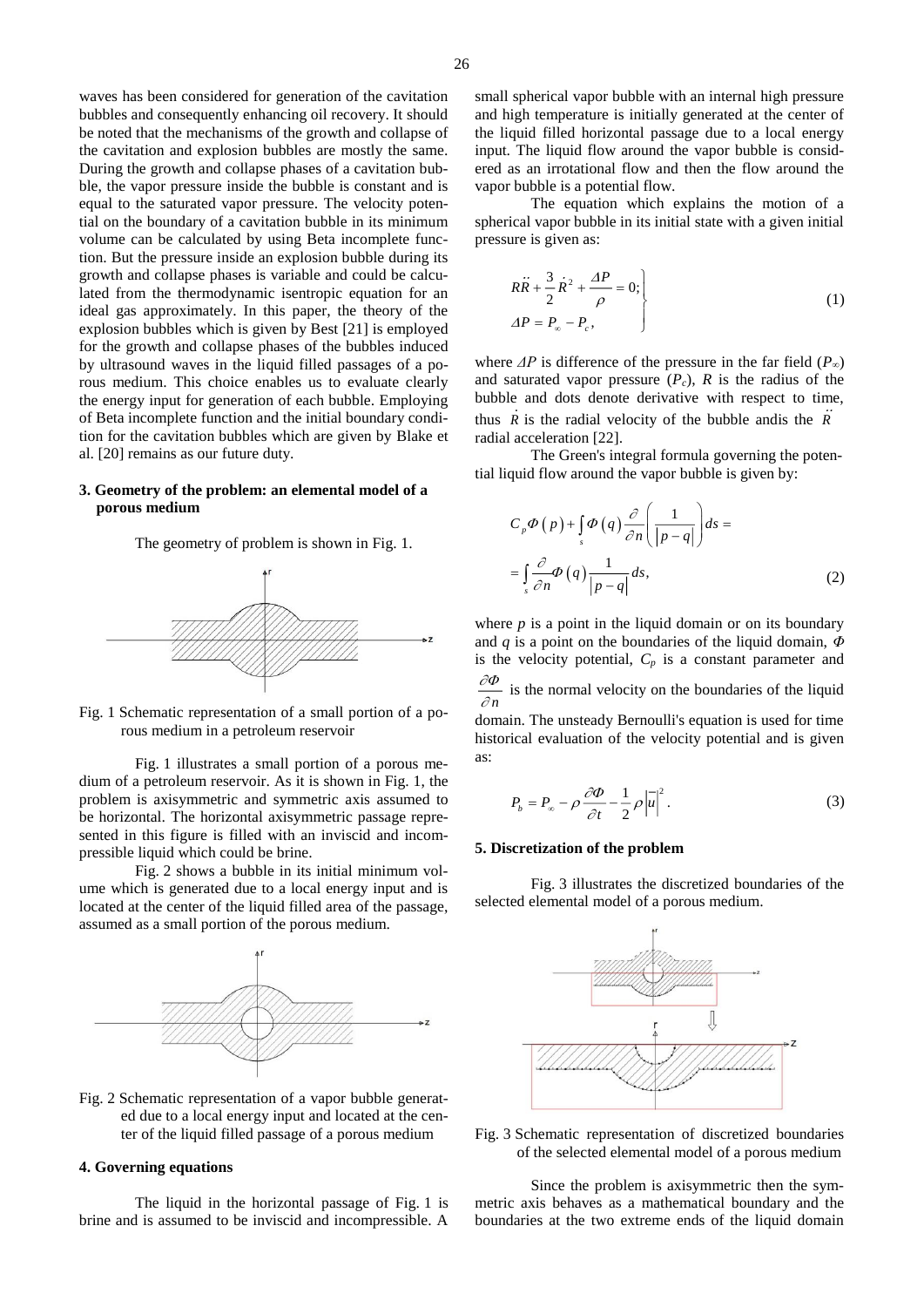waves has been considered for generation of the cavitation bubbles and consequently enhancing oil recovery. It should be noted that the mechanisms of the growth and collapse of the cavitation and explosion bubbles are mostly the same. During the growth and collapse phases of a cavitation bubble, the vapor pressure inside the bubble is constant and is equal to the saturated vapor pressure. The velocity potential on the boundary of a cavitation bubble in its minimum volume can be calculated by using Beta incomplete function. But the pressure inside an explosion bubble during its growth and collapse phases is variable and could be calculated from the thermodynamic isentropic equation for an ideal gas approximately. In this paper, the theory of the explosion bubbles which is given by Best [21] is employed for the growth and collapse phases of the bubbles induced by ultrasound waves in the liquid filled passages of a porous medium. This choice enables us to evaluate clearly the energy input for generation of each bubble. Employing of Beta incomplete function and the initial boundary condition for the cavitation bubbles which are given by Blake et al. [20] remains as our future duty.

## 3. Geometry of the problem: an elemental model of a porous medium

The geometry of problem is shown in Fig. 1.

Fig. 1 Schematic representation of a small portion of a porous medium in a petroleum reservoir

Fig. 1 illustrates a small portion of a porous medium of a petroleum reservoir. As it is shown in Fig. 1, the problem is axisymmetric and symmetric axis assumed to be horizontal. The horizontal axisymmetric passage represented in this figure is filled with an inviscid and incompressible liquid which could be brine.

Fig. 2 shows a bubble in its initial minimum volume which is generated due to a local energy input and is located at the center of the liquid filled area of the passage, assumed as a small portion of the porous medium.

Fig. 2 Schematic representation of a vapor bubble generated due to a local energy input and located at the center of the liquid filled passage of a porous medium

## 4. Governing equations

The liquid in the horizontal passage of Fig. 1 is brine and is assumed to be inviscid and incompressible. A small spherical vapor bubble with an internal high pressure and high temperature is initially generated at the center of the liquid filled horizontal passage due to a local energy input. The liquid flow around the vapor bubble is considered as an irrotational flow and then the flow around the vapor bubble is a potential flow.

The equation which explains the motion of a spherical vapor bubble in its initial state with a given initial pressure is given as:

$$\left.\begin{aligned} &R\ddot{R} + \frac{3}{2}\dot{R}^2 + \frac{\Delta P}{\rho} = 0; \\ &\Delta P = P_\infty - P_c, \end{aligned}\right\} \tag{1}$$

where $\Delta P$ is difference of the pressure in the far field ($P_\infty$) and saturated vapor pressure ($P_c$), $R$ is the radius of the bubble and dots denote derivative with respect to time, thus $\dot{R}$ is the radial velocity of the bubble andis the $\ddot{R}$ radial acceleration [22].

The Green's integral formula governing the potential liquid flow around the vapor bubble is given by:

$$C_p \Phi(p) + \int_s \Phi(q) \frac{\partial}{\partial n}\left(\frac{1}{|p-q|}\right) ds = \\ = \int_s \frac{\partial}{\partial n}\Phi(q) \frac{1}{|p-q|} ds, \tag{2}$$

where $p$ is a point in the liquid domain or on its boundary and $q$ is a point on the boundaries of the liquid domain, $\Phi$ is the velocity potential, $C_p$ is a constant parameter and $\frac{\partial \Phi}{\partial n}$ is the normal velocity on the boundaries of the liquid domain. The unsteady Bernoulli's equation is used for time historical evaluation of the velocity potential and is given as:

$$P_b = P_\infty - \rho \frac{\partial \Phi}{\partial t} - \frac{1}{2}\rho |\bar{u}|^2. \tag{3}$$

## 5. Discretization of the problem

Fig. 3 illustrates the discretized boundaries of the selected elemental model of a porous medium.

Fig. 3 Schematic representation of discretized boundaries of the selected elemental model of a porous medium

Since the problem is axisymmetric then the symmetric axis behaves as a mathematical boundary and the boundaries at the two extreme ends of the liquid domain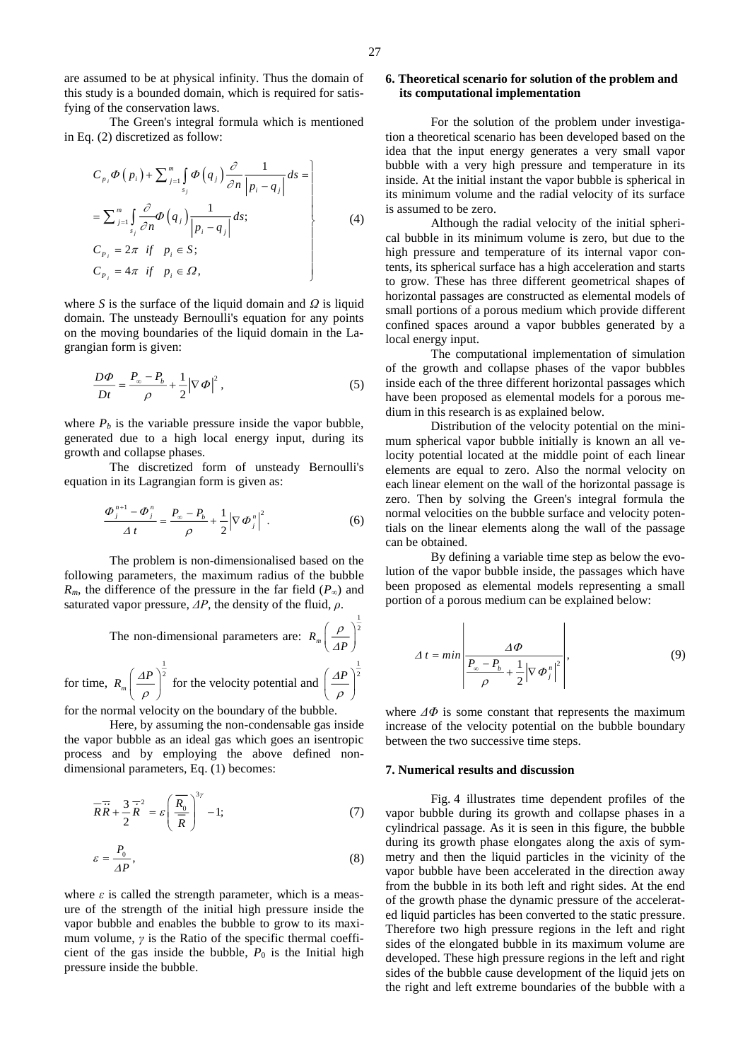are assumed to be at physical infinity. Thus the domain of this study is a bounded domain, which is required for satisfying of the conservation laws.

The Green's integral formula which is mentioned in Eq. (2) discretized as follow:

$$
\left.
\begin{aligned}
& C_{p_i}\Phi\left(p_i\right)+\sum\nolimits_{j=1}^{m}\int_{s_j}\Phi\left(q_j\right)\frac{\partial}{\partial n}\frac{1}{\left|p_i-q_j\right|}ds= \\
& =\sum\nolimits_{j=1}^{m}\int_{s_j}\frac{\partial}{\partial n}\Phi\left(q_j\right)\frac{1}{\left|p_i-q_j\right|}ds; \\
& C_{P_i}=2\pi \quad if \quad p_i\in S; \\
& C_{P_i}=4\pi \quad if \quad p_i\in \Omega,
\end{aligned}
\right\} \qquad (4)
$$

where $S$ is the surface of the liquid domain and $\Omega$ is liquid domain. The unsteady Bernoulli's equation for any points on the moving boundaries of the liquid domain in the Lagrangian form is given:

$$
\frac{D\Phi}{Dt}=\frac{P_{\infty}-P_b}{\rho}+\frac{1}{2}\left|\nabla\Phi\right|^2, \qquad (5)
$$

where $P_b$ is the variable pressure inside the vapor bubble, generated due to a high local energy input, during its growth and collapse phases.

The discretized form of unsteady Bernoulli's equation in its Lagrangian form is given as:

$$
\frac{\Phi_j^{n+1}-\Phi_j^{n}}{\Delta t}=\frac{P_{\infty}-P_b}{\rho}+\frac{1}{2}\left|\nabla\Phi_j^{n}\right|^2. \qquad (6)
$$

The problem is non-dimensionalised based on the following parameters, the maximum radius of the bubble $R_m$, the difference of the pressure in the far field ($P_\infty$) and saturated vapor pressure, $\Delta P$, the density of the fluid, $\rho$.

The non-dimensional parameters are: $R_m\left(\frac{\rho}{\Delta P}\right)^{\frac{1}{2}}$ for time, $R_m\left(\frac{\Delta P}{\rho}\right)^{\frac{1}{2}}$ for the velocity potential and $\left(\frac{\Delta P}{\rho}\right)^{\frac{1}{2}}$ for the normal velocity on the boundary of the bubble.

Here, by assuming the non-condensable gas inside the vapor bubble as an ideal gas which goes an isentropic process and by employing the above defined non-dimensional parameters, Eq. (1) becomes:

$$
\bar{R}\ddot{\bar{R}}+\frac{3}{2}\dot{\bar{R}}^2=\varepsilon\left(\frac{\bar{R}_0}{\bar{R}}\right)^{3\gamma}-1; \qquad (7)
$$

$$
\varepsilon=\frac{P_0}{\Delta P}, \qquad (8)
$$

where $\varepsilon$ is called the strength parameter, which is a measure of the strength of the initial high pressure inside the vapor bubble and enables the bubble to grow to its maximum volume, $\gamma$ is the Ratio of the specific thermal coefficient of the gas inside the bubble, $P_0$ is the Initial high pressure inside the bubble.

## 6. Theoretical scenario for solution of the problem and its computational implementation

For the solution of the problem under investigation a theoretical scenario has been developed based on the idea that the input energy generates a very small vapor bubble with a very high pressure and temperature in its inside. At the initial instant the vapor bubble is spherical in its minimum volume and the radial velocity of its surface is assumed to be zero.

Although the radial velocity of the initial spherical bubble in its minimum volume is zero, but due to the high pressure and temperature of its internal vapor contents, its spherical surface has a high acceleration and starts to grow. These has three different geometrical shapes of horizontal passages are constructed as elemental models of small portions of a porous medium which provide different confined spaces around a vapor bubbles generated by a local energy input.

The computational implementation of simulation of the growth and collapse phases of the vapor bubbles inside each of the three different horizontal passages which have been proposed as elemental models for a porous medium in this research is as explained below.

Distribution of the velocity potential on the minimum spherical vapor bubble initially is known an all velocity potential located at the middle point of each linear elements are equal to zero. Also the normal velocity on each linear element on the wall of the horizontal passage is zero. Then by solving the Green's integral formula the normal velocities on the bubble surface and velocity potentials on the linear elements along the wall of the passage can be obtained.

By defining a variable time step as below the evolution of the vapor bubble inside, the passages which have been proposed as elemental models representing a small portion of a porous medium can be explained below:

$$
\Delta t=min\left|\frac{\Delta\Phi}{\frac{P_{\infty}-P_b}{\rho}+\frac{1}{2}\left|\nabla\Phi_j^{n}\right|^2}\right|, \qquad (9)
$$

where $\Delta\Phi$ is some constant that represents the maximum increase of the velocity potential on the bubble boundary between the two successive time steps.

## 7. Numerical results and discussion

Fig. 4 illustrates time dependent profiles of the vapor bubble during its growth and collapse phases in a cylindrical passage. As it is seen in this figure, the bubble during its growth phase elongates along the axis of symmetry and then the liquid particles in the vicinity of the vapor bubble have been accelerated in the direction away from the bubble in its both left and right sides. At the end of the growth phase the dynamic pressure of the accelerated liquid particles has been converted to the static pressure. Therefore two high pressure regions in the left and right sides of the elongated bubble in its maximum volume are developed. These high pressure regions in the left and right sides of the bubble cause development of the liquid jets on the right and left extreme boundaries of the bubble with a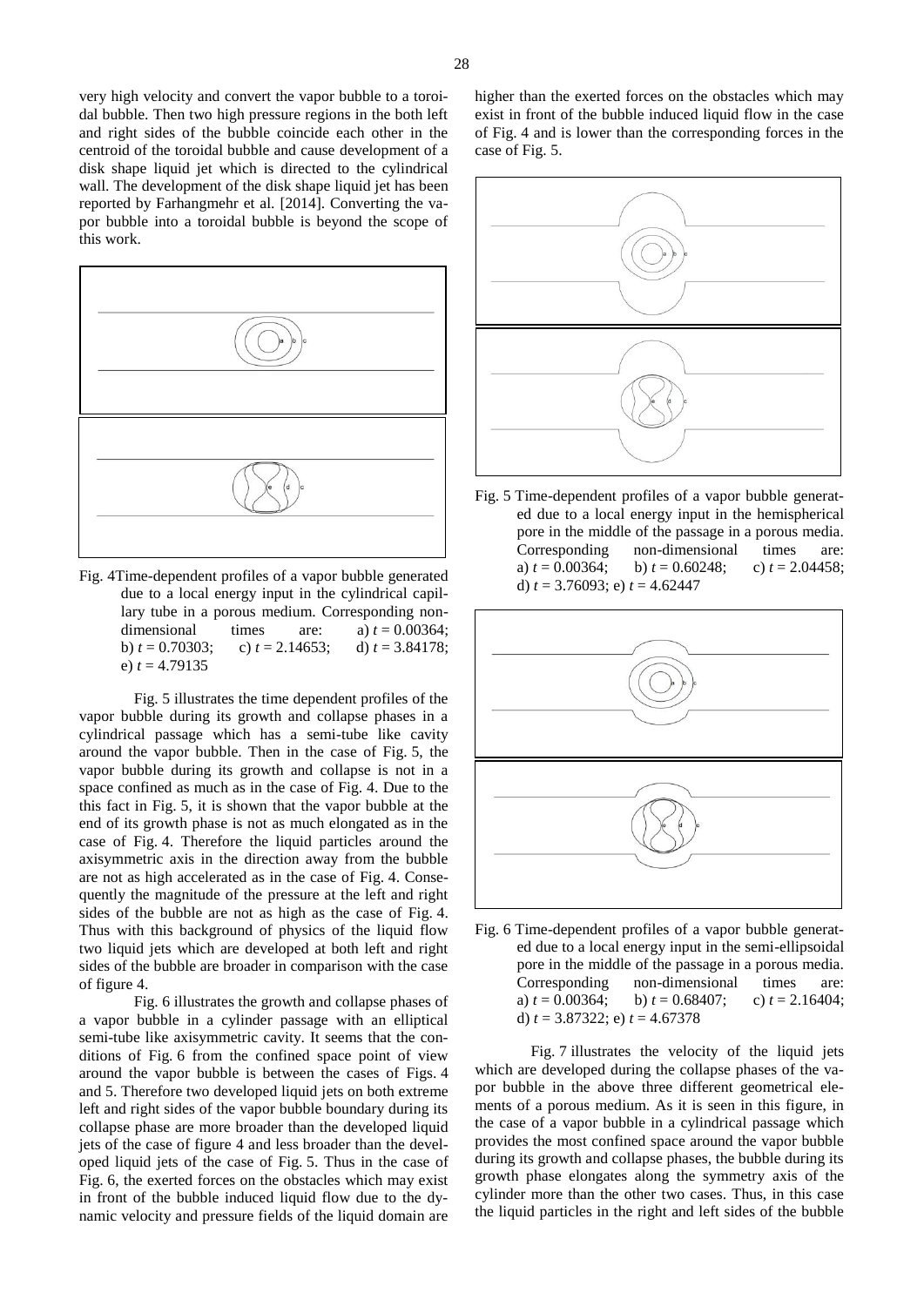very high velocity and convert the vapor bubble to a toroidal bubble. Then two high pressure regions in the both left and right sides of the bubble coincide each other in the centroid of the toroidal bubble and cause development of a disk shape liquid jet which is directed to the cylindrical wall. The development of the disk shape liquid jet has been reported by Farhangmehr et al. [2014]. Converting the vapor bubble into a toroidal bubble is beyond the scope of this work.

Fig. 4 Time-dependent profiles of a vapor bubble generated due to a local energy input in the cylindrical capillary tube in a porous medium. Corresponding non-dimensional times are: a) $t = 0.00364$; b) $t = 0.70303$; c) $t = 2.14653$; d) $t = 3.84178$; e) $t = 4.79135$

Fig. 5 illustrates the time dependent profiles of the vapor bubble during its growth and collapse phases in a cylindrical passage which has a semi-tube like cavity around the vapor bubble. Then in the case of Fig. 5, the vapor bubble during its growth and collapse is not in a space confined as much as in the case of Fig. 4. Due to the this fact in Fig. 5, it is shown that the vapor bubble at the end of its growth phase is not as much elongated as in the case of Fig. 4. Therefore the liquid particles around the axisymmetric axis in the direction away from the bubble are not as high accelerated as in the case of Fig. 4. Consequently the magnitude of the pressure at the left and right sides of the bubble are not as high as the case of Fig. 4. Thus with this background of physics of the liquid flow two liquid jets which are developed at both left and right sides of the bubble are broader in comparison with the case of figure 4.

Fig. 6 illustrates the growth and collapse phases of a vapor bubble in a cylinder passage with an elliptical semi-tube like axisymmetric cavity. It seems that the conditions of Fig. 6 from the confined space point of view around the vapor bubble is between the cases of Figs. 4 and 5. Therefore two developed liquid jets on both extreme left and right sides of the vapor bubble boundary during its collapse phase are more broader than the developed liquid jets of the case of figure 4 and less broader than the developed liquid jets of the case of Fig. 5. Thus in the case of Fig. 6, the exerted forces on the obstacles which may exist in front of the bubble induced liquid flow due to the dynamic velocity and pressure fields of the liquid domain are higher than the exerted forces on the obstacles which may exist in front of the bubble induced liquid flow in the case of Fig. 4 and is lower than the corresponding forces in the case of Fig. 5.

Fig. 5 Time-dependent profiles of a vapor bubble generated due to a local energy input in the hemispherical pore in the middle of the passage in a porous media. Corresponding non-dimensional times are: a) $t = 0.00364$; b) $t = 0.60248$; c) $t = 2.04458$; d) $t = 3.76093$; e) $t = 4.62447$

Fig. 6 Time-dependent profiles of a vapor bubble generated due to a local energy input in the semi-ellipsoidal pore in the middle of the passage in a porous media. Corresponding non-dimensional times are: a) $t = 0.00364$; b) $t = 0.68407$; c) $t = 2.16404$; d) $t = 3.87322$; e) $t = 4.67378$

Fig. 7 illustrates the velocity of the liquid jets which are developed during the collapse phases of the vapor bubble in the above three different geometrical elements of a porous medium. As it is seen in this figure, in the case of a vapor bubble in a cylindrical passage which provides the most confined space around the vapor bubble during its growth and collapse phases, the bubble during its growth phase elongates along the symmetry axis of the cylinder more than the other two cases. Thus, in this case the liquid particles in the right and left sides of the bubble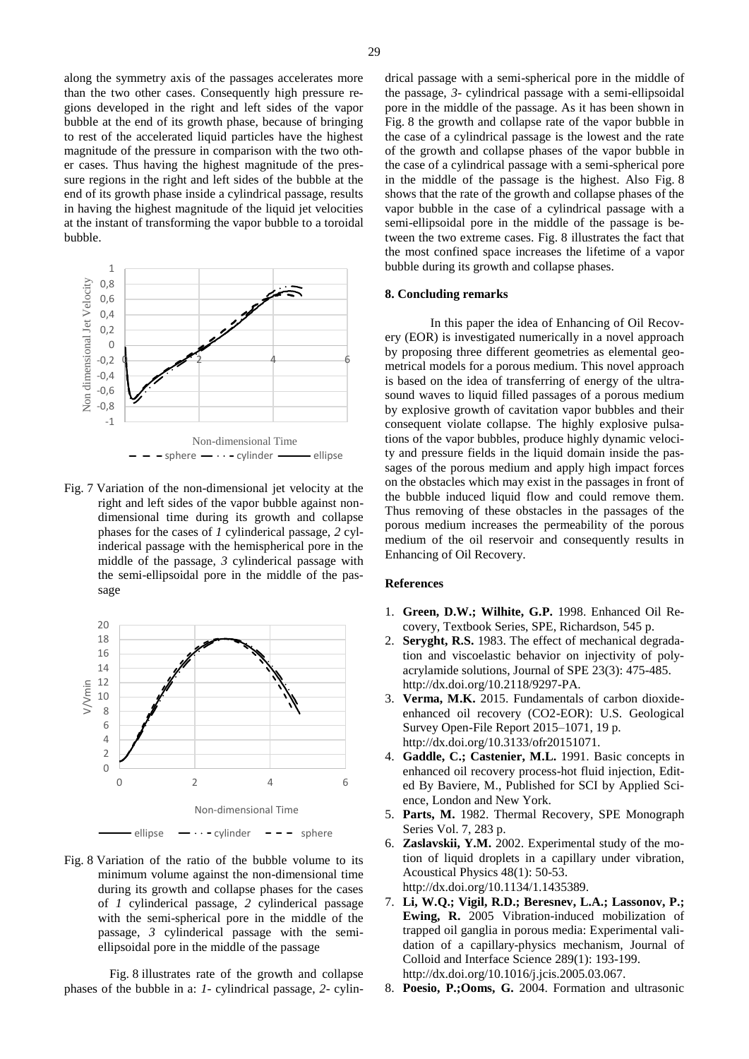along the symmetry axis of the passages accelerates more than the two other cases. Consequently high pressure regions developed in the right and left sides of the vapor bubble at the end of its growth phase, because of bringing to rest of the accelerated liquid particles have the highest magnitude of the pressure in comparison with the two other cases. Thus having the highest magnitude of the pressure regions in the right and left sides of the bubble at the end of its growth phase inside a cylindrical passage, results in having the highest magnitude of the liquid jet velocities at the instant of transforming the vapor bubble to a toroidal bubble.

Fig. 7 Variation of the non-dimensional jet velocity at the right and left sides of the vapor bubble against non-dimensional time during its growth and collapse phases for the cases of *1* cylinderical passage, *2* cylinderical passage with the hemispherical pore in the middle of the passage, *3* cylinderical passage with the semi-ellipsoidal pore in the middle of the passage

Fig. 8 Variation of the ratio of the bubble volume to its minimum volume against the non-dimensional time during its growth and collapse phases for the cases of *1* cylinderical passage, *2* cylinderical passage with the semi-spherical pore in the middle of the passage, *3* cylinderical passage with the semi-ellipsoidal pore in the middle of the passage

Fig. 8 illustrates rate of the growth and collapse phases of the bubble in a: *1*- cylindrical passage, *2*- cylindrical passage with a semi-spherical pore in the middle of the passage, *3*- cylindrical passage with a semi-ellipsoidal pore in the middle of the passage. As it has been shown in Fig. 8 the growth and collapse rate of the vapor bubble in the case of a cylindrical passage is the lowest and the rate of the growth and collapse phases of the vapor bubble in the case of a cylindrical passage with a semi-spherical pore in the middle of the passage is the highest. Also Fig. 8 shows that the rate of the growth and collapse phases of the vapor bubble in the case of a cylindrical passage with a semi-ellipsoidal pore in the middle of the passage is between the two extreme cases. Fig. 8 illustrates the fact that the most confined space increases the lifetime of a vapor bubble during its growth and collapse phases.

## 8. Concluding remarks

In this paper the idea of Enhancing of Oil Recovery (EOR) is investigated numerically in a novel approach by proposing three different geometries as elemental geometrical models for a porous medium. This novel approach is based on the idea of transferring of energy of the ultrasound waves to liquid filled passages of a porous medium by explosive growth of cavitation vapor bubbles and their consequent violate collapse. The highly explosive pulsations of the vapor bubbles, produce highly dynamic velocity and pressure fields in the liquid domain inside the passages of the porous medium and apply high impact forces on the obstacles which may exist in the passages in front of the bubble induced liquid flow and could remove them. Thus removing of these obstacles in the passages of the porous medium increases the permeability of the porous medium of the oil reservoir and consequently results in Enhancing of Oil Recovery.

## References

1. **Green, D.W.; Wilhite, G.P.** 1998. Enhanced Oil Recovery, Textbook Series, SPE, Richardson, 545 p.
2. **Seryght, R.S.** 1983. The effect of mechanical degradation and viscoelastic behavior on injectivity of polyacrylamide solutions, Journal of SPE 23(3): 475-485. http://dx.doi.org/10.2118/9297-PA.
3. **Verma, M.K.** 2015. Fundamentals of carbon dioxide-enhanced oil recovery (CO2-EOR): U.S. Geological Survey Open-File Report 2015–1071, 19 p. http://dx.doi.org/10.3133/ofr20151071.
4. **Gaddle, C.; Castenier, M.L.** 1991. Basic concepts in enhanced oil recovery process-hot fluid injection, Edited By Baviere, M., Published for SCI by Applied Science, London and New York.
5. **Parts, M.** 1982. Thermal Recovery, SPE Monograph Series Vol. 7, 283 p.
6. **Zaslavskii, Y.M.** 2002. Experimental study of the motion of liquid droplets in a capillary under vibration, Acoustical Physics 48(1): 50-53. http://dx.doi.org/10.1134/1.1435389.
7. **Li, W.Q.; Vigil, R.D.; Beresnev, L.A.; Lassonov, P.; Ewing, R.** 2005 Vibration-induced mobilization of trapped oil ganglia in porous media: Experimental validation of a capillary-physics mechanism, Journal of Colloid and Interface Science 289(1): 193-199. http://dx.doi.org/10.1016/j.jcis.2005.03.067.
8. **Poesio, P.;Ooms, G.** 2004. Formation and ultrasonic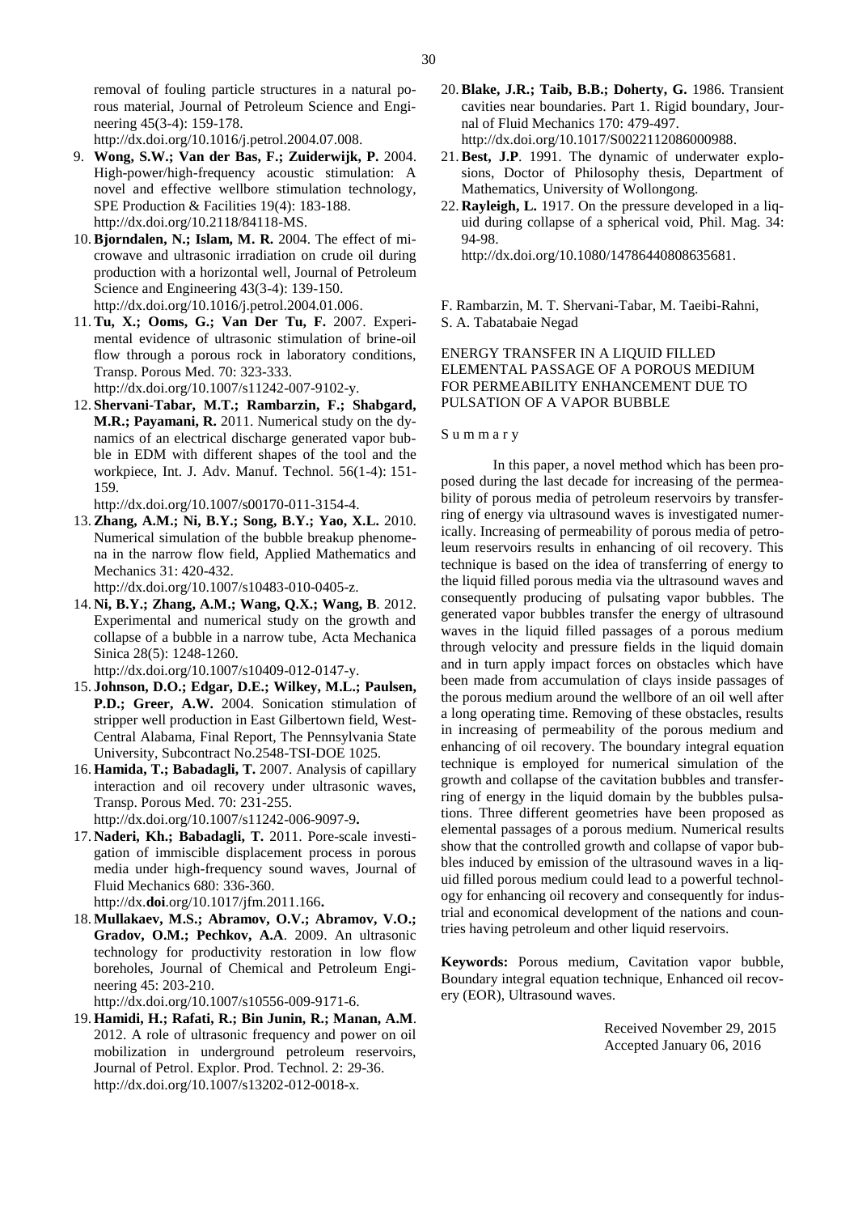removal of fouling particle structures in a natural porous material, Journal of Petroleum Science and Engineering 45(3-4): 159-178.
http://dx.doi.org/10.1016/j.petrol.2004.07.008.

9. **Wong, S.W.; Van der Bas, F.; Zuiderwijk, P.** 2004. High-power/high-frequency acoustic stimulation: A novel and effective wellbore stimulation technology, SPE Production & Facilities 19(4): 183-188.
http://dx.doi.org/10.2118/84118-MS.
10. **Bjorndalen, N.; Islam, M. R.** 2004. The effect of microwave and ultrasonic irradiation on crude oil during production with a horizontal well, Journal of Petroleum Science and Engineering 43(3-4): 139-150.
http://dx.doi.org/10.1016/j.petrol.2004.01.006.
11. **Tu, X.; Ooms, G.; Van Der Tu, F.** 2007. Experimental evidence of ultrasonic stimulation of brine-oil flow through a porous rock in laboratory conditions, Transp. Porous Med. 70: 323-333.
http://dx.doi.org/10.1007/s11242-007-9102-y.
12. **Shervani-Tabar, M.T.; Rambarzin, F.; Shabgard, M.R.; Payamani, R.** 2011. Numerical study on the dynamics of an electrical discharge generated vapor bubble in EDM with different shapes of the tool and the workpiece, Int. J. Adv. Manuf. Technol. 56(1-4): 151-159.
http://dx.doi.org/10.1007/s00170-011-3154-4.
13. **Zhang, A.M.; Ni, B.Y.; Song, B.Y.; Yao, X.L.** 2010. Numerical simulation of the bubble breakup phenomena in the narrow flow field, Applied Mathematics and Mechanics 31: 420-432.
http://dx.doi.org/10.1007/s10483-010-0405-z.
14. **Ni, B.Y.; Zhang, A.M.; Wang, Q.X.; Wang, B**. 2012. Experimental and numerical study on the growth and collapse of a bubble in a narrow tube, Acta Mechanica Sinica 28(5): 1248-1260.
http://dx.doi.org/10.1007/s10409-012-0147-y.
15. **Johnson, D.O.; Edgar, D.E.; Wilkey, M.L.; Paulsen, P.D.; Greer, A.W.** 2004. Sonication stimulation of stripper well production in East Gilbertown field, West-Central Alabama, Final Report, The Pennsylvania State University, Subcontract No.2548-TSI-DOE 1025.
16. **Hamida, T.; Babadagli, T.** 2007. Analysis of capillary interaction and oil recovery under ultrasonic waves, Transp. Porous Med. 70: 231-255.
http://dx.doi.org/10.1007/s11242-006-9097-9**.**
17. **Naderi, Kh.; Babadagli, T.** 2011. Pore-scale investigation of immiscible displacement process in porous media under high-frequency sound waves, Journal of Fluid Mechanics 680: 336-360.
http://dx.**doi**.org/10.1017/jfm.2011.166**.**
18. **Mullakaev, M.S.; Abramov, O.V.; Abramov, V.O.; Gradov, O.M.; Pechkov, A.A**. 2009. An ultrasonic technology for productivity restoration in low flow boreholes, Journal of Chemical and Petroleum Engineering 45: 203-210.
http://dx.doi.org/10.1007/s10556-009-9171-6.
19. **Hamidi, H.; Rafati, R.; Bin Junin, R.; Manan, A.M**. 2012. A role of ultrasonic frequency and power on oil mobilization in underground petroleum reservoirs, Journal of Petrol. Explor. Prod. Technol. 2: 29-36.
http://dx.doi.org/10.1007/s13202-012-0018-x.
20. **Blake, J.R.; Taib, B.B.; Doherty, G.** 1986. Transient cavities near boundaries. Part 1. Rigid boundary, Journal of Fluid Mechanics 170: 479-497.
http://dx.doi.org/10.1017/S0022112086000988.
21. **Best, J.P**. 1991. The dynamic of underwater explosions, Doctor of Philosophy thesis, Department of Mathematics, University of Wollongong.
22. **Rayleigh, L.** 1917. On the pressure developed in a liquid during collapse of a spherical void, Phil. Mag. 34: 94-98.
http://dx.doi.org/10.1080/14786440808635681.

F. Rambarzin, M. T. Shervani-Tabar, M. Taeibi-Rahni, S. A. Tabatabaie Negad

ENERGY TRANSFER IN A LIQUID FILLED ELEMENTAL PASSAGE OF A POROUS MEDIUM FOR PERMEABILITY ENHANCEMENT DUE TO PULSATION OF A VAPOR BUBBLE

S u m m a r y

In this paper, a novel method which has been proposed during the last decade for increasing of the permeability of porous media of petroleum reservoirs by transferring of energy via ultrasound waves is investigated numerically. Increasing of permeability of porous media of petroleum reservoirs results in enhancing of oil recovery. This technique is based on the idea of transferring of energy to the liquid filled porous media via the ultrasound waves and consequently producing of pulsating vapor bubbles. The generated vapor bubbles transfer the energy of ultrasound waves in the liquid filled passages of a porous medium through velocity and pressure fields in the liquid domain and in turn apply impact forces on obstacles which have been made from accumulation of clays inside passages of the porous medium around the wellbore of an oil well after a long operating time. Removing of these obstacles, results in increasing of permeability of the porous medium and enhancing of oil recovery. The boundary integral equation technique is employed for numerical simulation of the growth and collapse of the cavitation bubbles and transferring of energy in the liquid domain by the bubbles pulsations. Three different geometries have been proposed as elemental passages of a porous medium. Numerical results show that the controlled growth and collapse of vapor bubbles induced by emission of the ultrasound waves in a liquid filled porous medium could lead to a powerful technology for enhancing oil recovery and consequently for industrial and economical development of the nations and countries having petroleum and other liquid reservoirs.

**Keywords:** Porous medium, Cavitation vapor bubble, Boundary integral equation technique, Enhanced oil recovery (EOR), Ultrasound waves.

Received November 29, 2015
Accepted January 06, 2016